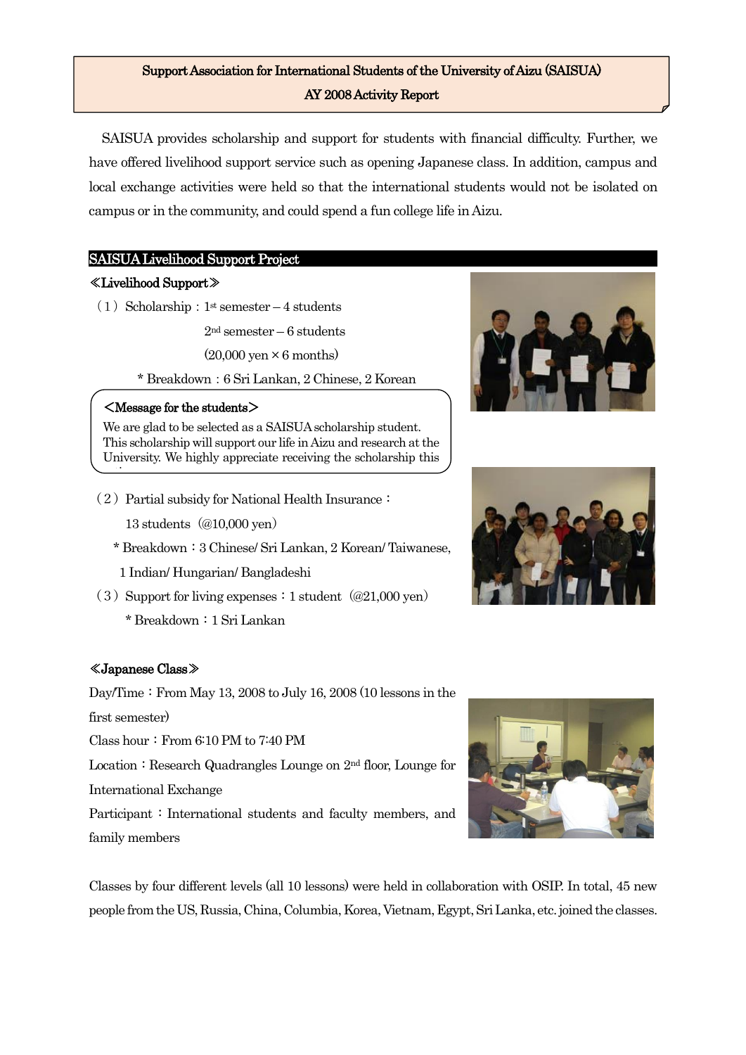# Support Association for International Students of the University of Aizu (SAISUA)
## AY 2008 Activity Report

SAISUA provides scholarship and support for students with financial difficulty. Further, we have offered livelihood support service such as opening Japanese class. In addition, campus and local exchange activities were held so that the international students would not be isolated on campus or in the community, and could spend a fun college life in Aizu.

## SAISUA Livelihood Support Project

### ≪Livelihood Support≫

（1）Scholarship：1st semester – 4 students
2nd semester – 6 students
(20,000 yen × 6 months)
\* Breakdown：6 Sri Lankan, 2 Chinese, 2 Korean

**＜Message for the students＞**
We are glad to be selected as a SAISUA scholarship student. This scholarship will support our life in Aizu and research at the University. We highly appreciate receiving the scholarship this

（2）Partial subsidy for National Health Insurance：
13 students（@10,000 yen）
\* Breakdown：3 Chinese/ Sri Lankan, 2 Korean/ Taiwanese, 1 Indian/ Hungarian/ Bangladeshi

（3）Support for living expenses：1 student（@21,000 yen）
\* Breakdown：1 Sri Lankan

### ≪Japanese Class≫

Day/Time：From May 13, 2008 to July 16, 2008 (10 lessons in the first semester)

Class hour：From 6:10 PM to 7:40 PM

Location：Research Quadrangles Lounge on 2nd floor, Lounge for International Exchange

Participant：International students and faculty members, and family members

Classes by four different levels (all 10 lessons) were held in collaboration with OSIP. In total, 45 new people from the US, Russia, China, Columbia, Korea, Vietnam, Egypt, Sri Lanka, etc. joined the classes.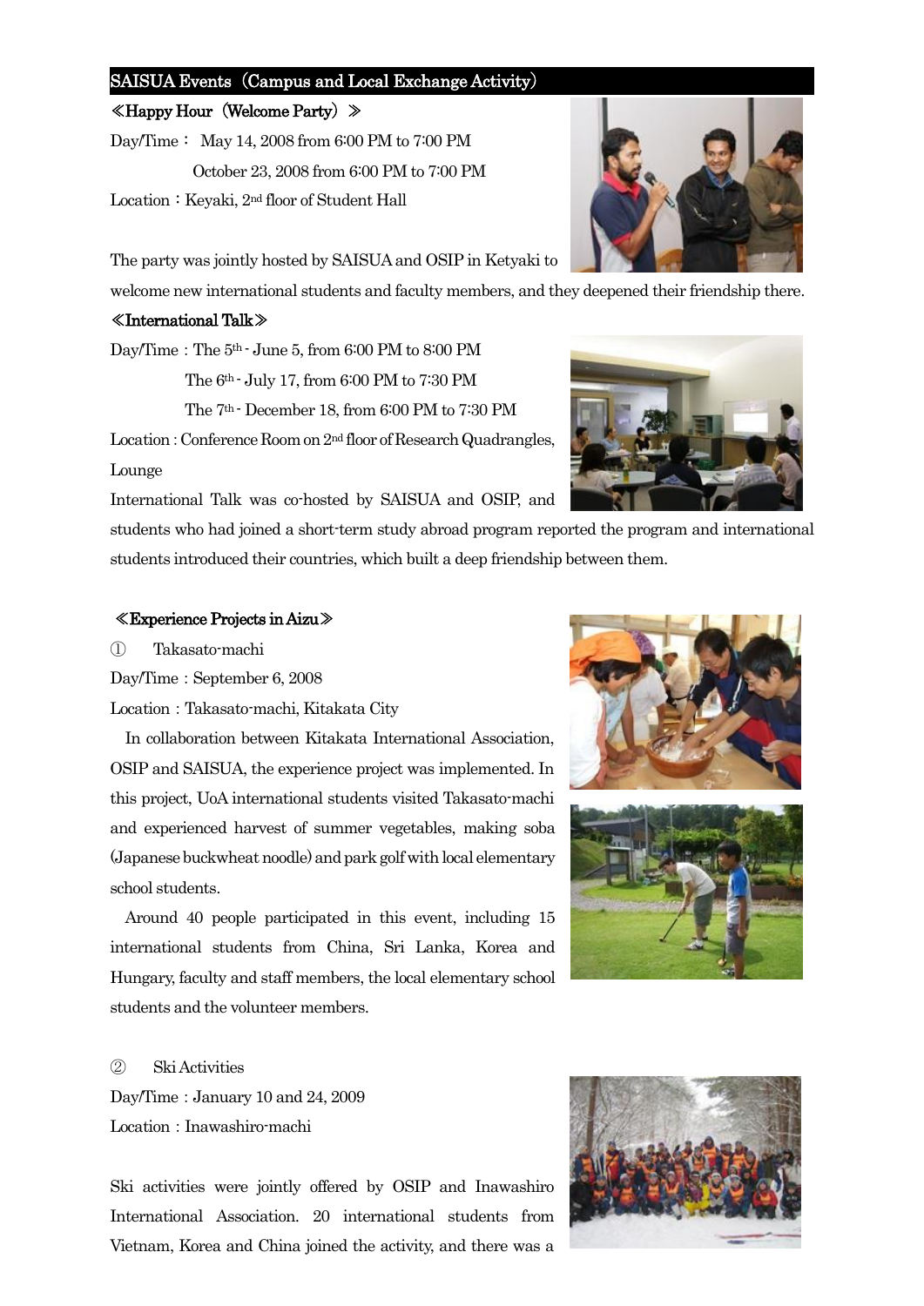## SAISUA Events（Campus and Local Exchange Activity）

### ≪Happy Hour（Welcome Party）≫

Day/Time： May 14, 2008 from 6:00 PM to 7:00 PM

October 23, 2008 from 6:00 PM to 7:00 PM

Location：Keyaki, 2nd floor of Student Hall

The party was jointly hosted by SAISUA and OSIP in Ketyaki to welcome new international students and faculty members, and they deepened their friendship there.

### ≪International Talk≫

Day/Time : The 5th - June 5, from 6:00 PM to 8:00 PM

The 6th - July 17, from 6:00 PM to 7:30 PM

The 7th - December 18, from 6:00 PM to 7:30 PM

Location : Conference Room on 2nd floor of Research Quadrangles, Lounge

International Talk was co-hosted by SAISUA and OSIP, and students who had joined a short-term study abroad program reported the program and international students introduced their countries, which built a deep friendship between them.

### ≪Experience Projects in Aizu≫

① Takasato-machi

Day/Time : September 6, 2008

Location : Takasato-machi, Kitakata City

In collaboration between Kitakata International Association, OSIP and SAISUA, the experience project was implemented. In this project, UoA international students visited Takasato-machi and experienced harvest of summer vegetables, making soba (Japanese buckwheat noodle) and park golf with local elementary school students.

Around 40 people participated in this event, including 15 international students from China, Sri Lanka, Korea and Hungary, faculty and staff members, the local elementary school students and the volunteer members.

② Ski Activities

Day/Time : January 10 and 24, 2009

Location : Inawashiro-machi

Ski activities were jointly offered by OSIP and Inawashiro International Association. 20 international students from Vietnam, Korea and China joined the activity, and there was a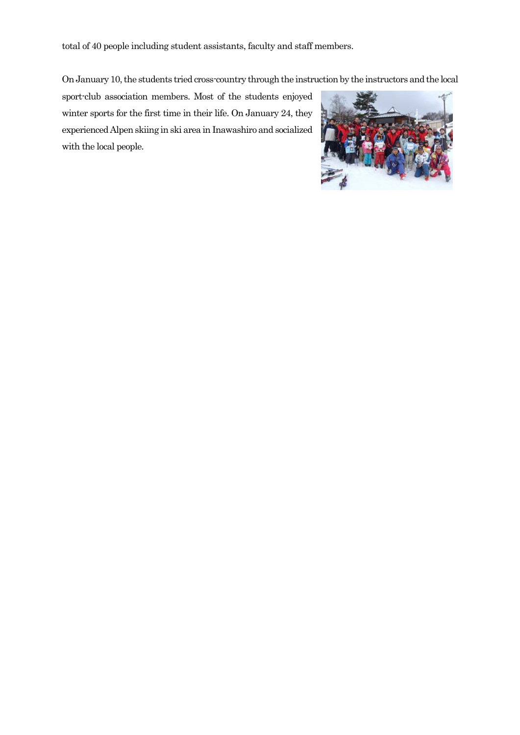total of 40 people including student assistants, faculty and staff members.

On January 10, the students tried cross-country through the instruction by the instructors and the local sport-club association members. Most of the students enjoyed winter sports for the first time in their life. On January 24, they experienced Alpen skiing in ski area in Inawashiro and socialized with the local people.